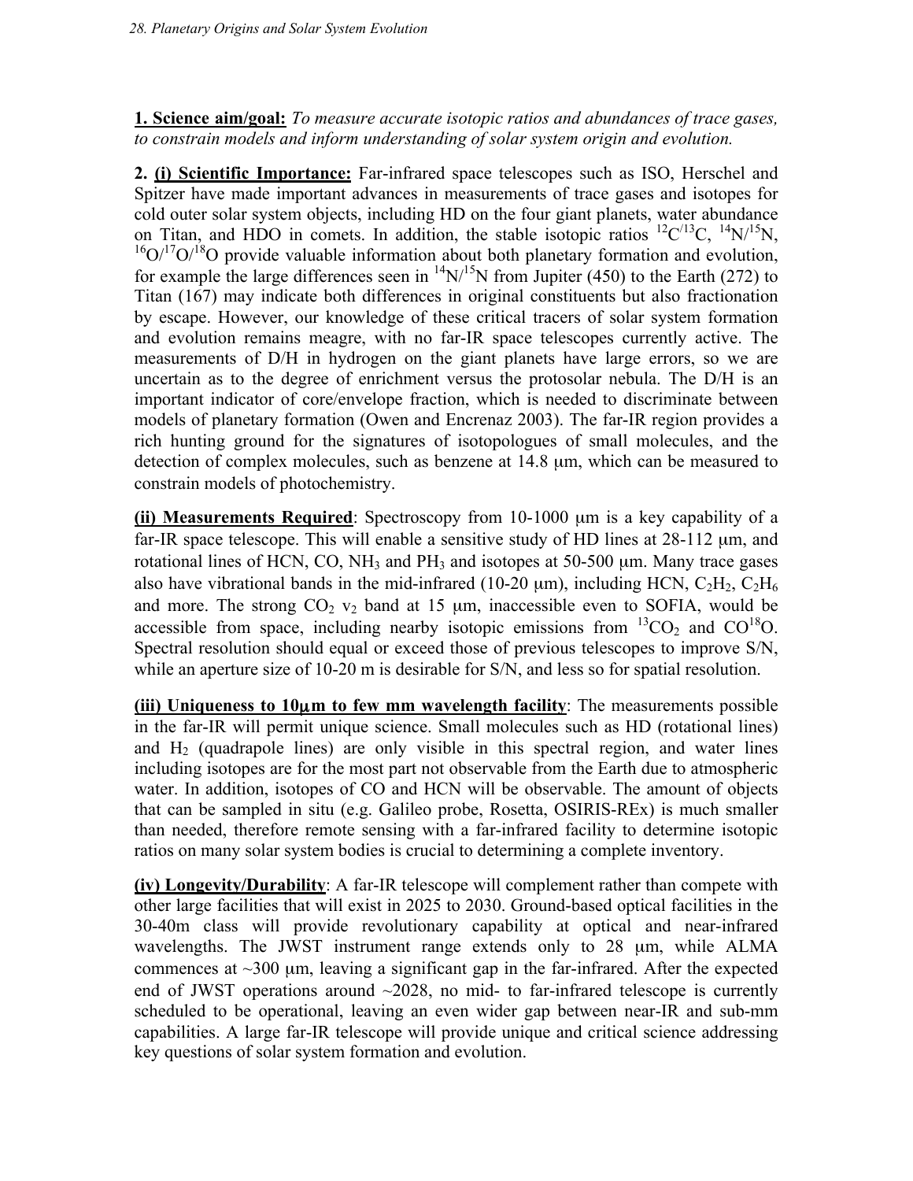**1. Science aim/goal:** *To measure accurate isotopic ratios and abundances of trace gases, to constrain models and inform understanding of solar system origin and evolution.*

**2. (i) Scientific Importance:** Far-infrared space telescopes such as ISO, Herschel and Spitzer have made important advances in measurements of trace gases and isotopes for cold outer solar system objects, including HD on the four giant planets, water abundance on Titan, and HDO in comets. In addition, the stable isotopic ratios $^{12}C/^{13}C$, $^{14}N/^{15}N$, $^{16}O/^{17}O/^{18}O$ provide valuable information about both planetary formation and evolution, for example the large differences seen in $^{14}N/^{15}N$ from Jupiter (450) to the Earth (272) to Titan (167) may indicate both differences in original constituents but also fractionation by escape. However, our knowledge of these critical tracers of solar system formation and evolution remains meagre, with no far-IR space telescopes currently active. The measurements of D/H in hydrogen on the giant planets have large errors, so we are uncertain as to the degree of enrichment versus the protosolar nebula. The D/H is an important indicator of core/envelope fraction, which is needed to discriminate between models of planetary formation (Owen and Encrenaz 2003). The far-IR region provides a rich hunting ground for the signatures of isotopologues of small molecules, and the detection of complex molecules, such as benzene at 14.8 μm, which can be measured to constrain models of photochemistry.

**(ii) Measurements Required**: Spectroscopy from 10-1000 μm is a key capability of a far-IR space telescope. This will enable a sensitive study of HD lines at 28-112 μm, and rotational lines of HCN, CO, $NH_3$ and $PH_3$ and isotopes at 50-500 μm. Many trace gases also have vibrational bands in the mid-infrared (10-20 μm), including HCN, $C_2H_2$, $C_2H_6$ and more. The strong $CO_2$ $v_2$ band at 15 μm, inaccessible even to SOFIA, would be accessible from space, including nearby isotopic emissions from $^{13}CO_2$ and $CO^{18}O$. Spectral resolution should equal or exceed those of previous telescopes to improve S/N, while an aperture size of 10-20 m is desirable for S/N, and less so for spatial resolution.

**(iii) Uniqueness to 10μm to few mm wavelength facility**: The measurements possible in the far-IR will permit unique science. Small molecules such as HD (rotational lines) and $H_2$ (quadrapole lines) are only visible in this spectral region, and water lines including isotopes are for the most part not observable from the Earth due to atmospheric water. In addition, isotopes of CO and HCN will be observable. The amount of objects that can be sampled in situ (e.g. Galileo probe, Rosetta, OSIRIS-REx) is much smaller than needed, therefore remote sensing with a far-infrared facility to determine isotopic ratios on many solar system bodies is crucial to determining a complete inventory.

**(iv) Longevity/Durability**: A far-IR telescope will complement rather than compete with other large facilities that will exist in 2025 to 2030. Ground-based optical facilities in the 30-40m class will provide revolutionary capability at optical and near-infrared wavelengths. The JWST instrument range extends only to 28 μm, while ALMA commences at ~300 μm, leaving a significant gap in the far-infrared. After the expected end of JWST operations around ~2028, no mid- to far-infrared telescope is currently scheduled to be operational, leaving an even wider gap between near-IR and sub-mm capabilities. A large far-IR telescope will provide unique and critical science addressing key questions of solar system formation and evolution.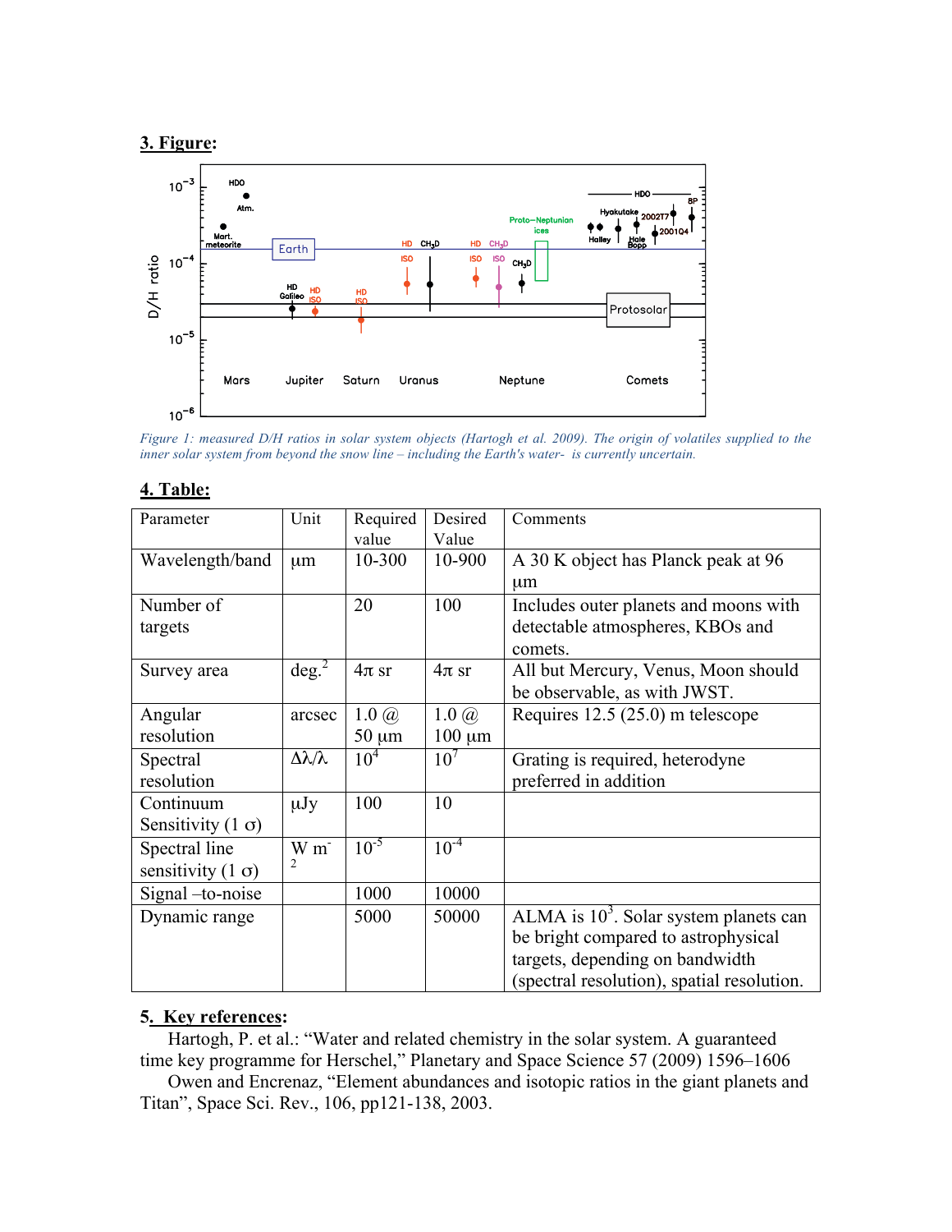**3. Figure:**

10$^{-3}$
10$^{-4}$
10$^{-5}$
10$^{-6}$
D/H ratio

HDO
Atm.
Mart. meteorite
Earth
HD Galileo
HD ISO
HD ISO
HD ISO
$CH_3D$
HD ISO
$CH_3D$ ISO
$CH_3D$
Proto–Neptunian ices
HDO
Hyakutake
2002T7
8P
Halley
Hale Bopp
2001Q4
Protosolar

Mars Jupiter Saturn Uranus Neptune Comets

*Figure 1: measured D/H ratios in solar system objects (Hartogh et al. 2009). The origin of volatiles supplied to the inner solar system from beyond the snow line – including the Earth's water- is currently uncertain.*

**4. Table:**

| Parameter | Unit | Required value | Desired Value | Comments |
|---|---|---|---|---|
| Wavelength/band | μm | 10-300 | 10-900 | A 30 K object has Planck peak at 96 μm |
| Number of targets | | 20 | 100 | Includes outer planets and moons with detectable atmospheres, KBOs and comets. |
| Survey area | deg.$^2$ | 4π sr | 4π sr | All but Mercury, Venus, Moon should be observable, as with JWST. |
| Angular resolution | arcsec | 1.0 @ 50 μm | 1.0 @ 100 μm | Requires 12.5 (25.0) m telescope |
| Spectral resolution | Δλ/λ | $10^4$ | $10^7$ | Grating is required, heterodyne preferred in addition |
| Continuum Sensitivity (1 σ) | μJy | 100 | 10 | |
| Spectral line sensitivity (1 σ) | W m$^{-2}$ | $10^{-5}$ | $10^{-4}$ | |
| Signal –to-noise | | 1000 | 10000 | |
| Dynamic range | | 5000 | 50000 | ALMA is $10^3$. Solar system planets can be bright compared to astrophysical targets, depending on bandwidth (spectral resolution), spatial resolution. |

**5. Key references:**

Hartogh, P. et al.: "Water and related chemistry in the solar system. A guaranteed time key programme for Herschel," Planetary and Space Science 57 (2009) 1596–1606

Owen and Encrenaz, "Element abundances and isotopic ratios in the giant planets and Titan", Space Sci. Rev., 106, pp121-138, 2003.